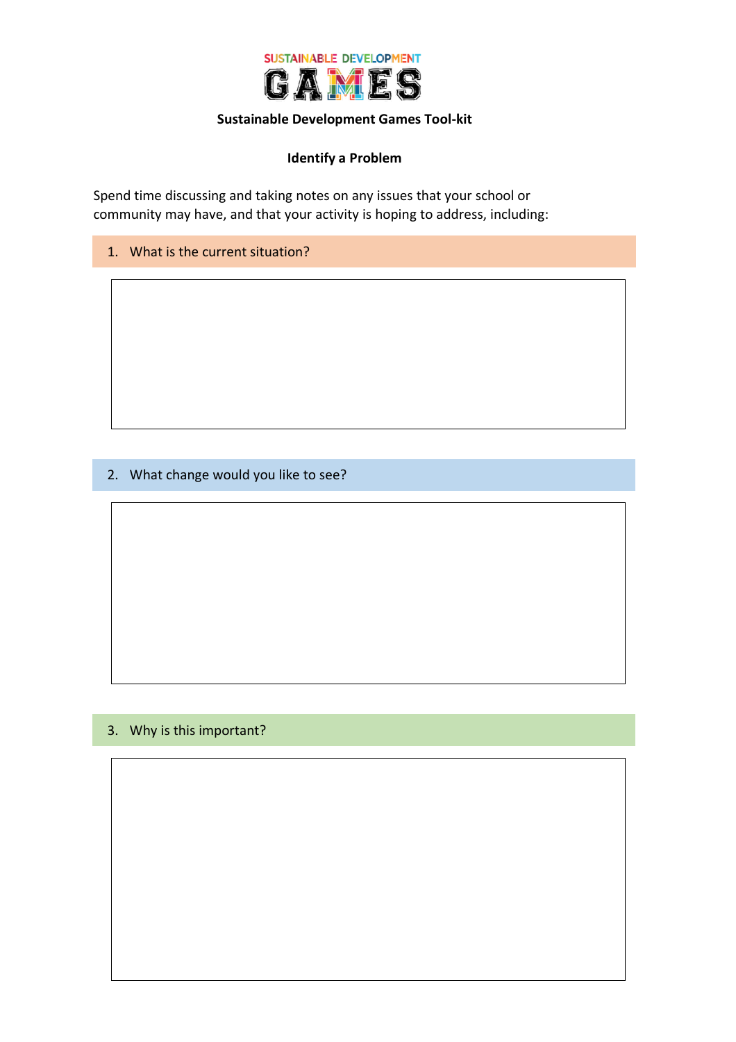SUSTAINABLE DEVELOPMENT GAMES

**Sustainable Development Games Tool-kit**

**Identify a Problem**

Spend time discussing and taking notes on any issues that your school or community may have, and that your activity is hoping to address, including:

1. What is the current situation?

2. What change would you like to see?

3. Why is this important?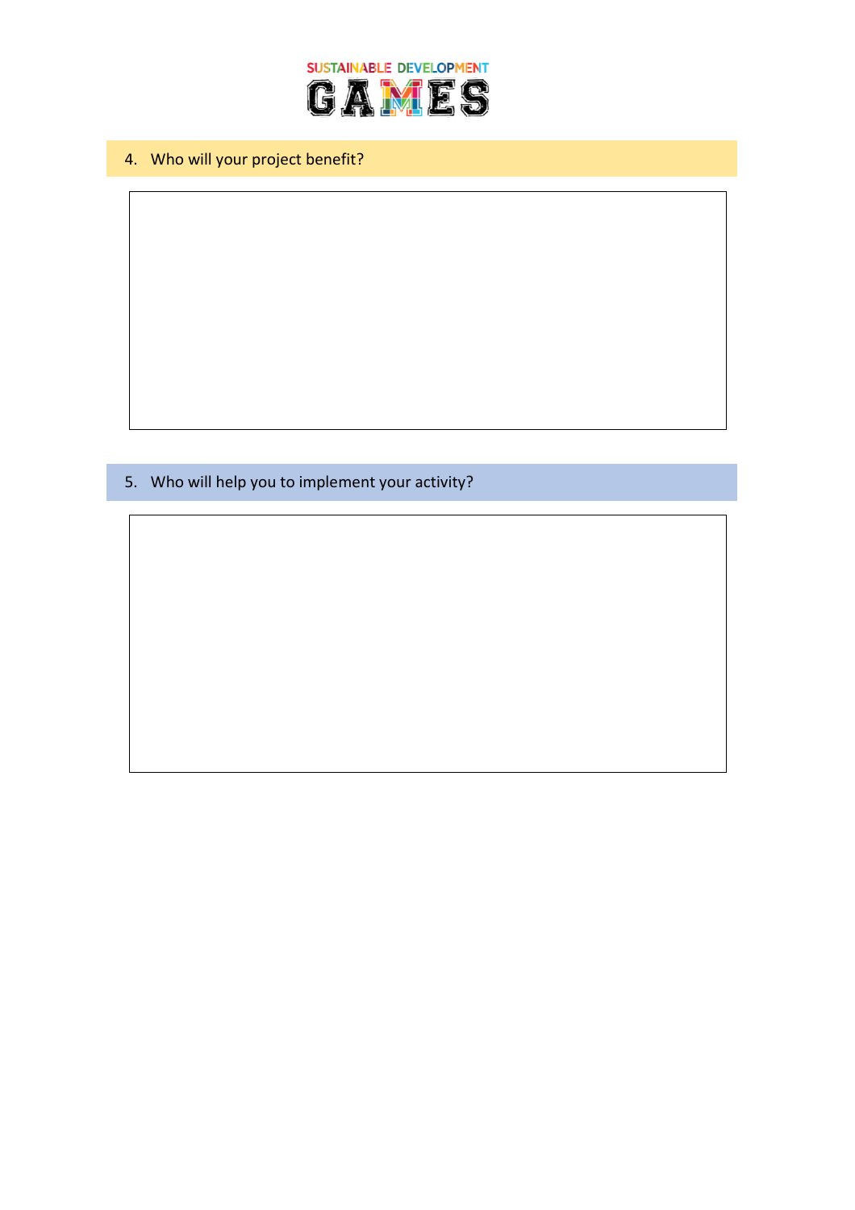4. Who will your project benefit?

5. Who will help you to implement your activity?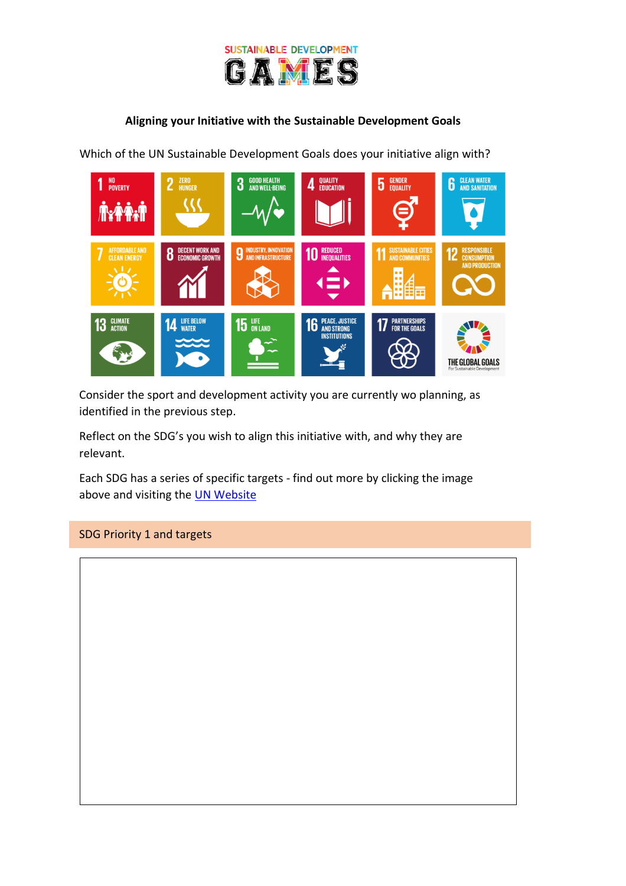**Aligning your Initiative with the Sustainable Development Goals**

Which of the UN Sustainable Development Goals does your initiative align with?

Consider the sport and development activity you are currently wo planning, as identified in the previous step.

Reflect on the SDG's you wish to align this initiative with, and why they are relevant.

Each SDG has a series of specific targets - find out more by clicking the image above and visiting the [UN Website](UN Website)

| SDG Priority 1 and targets |
| --- |
| |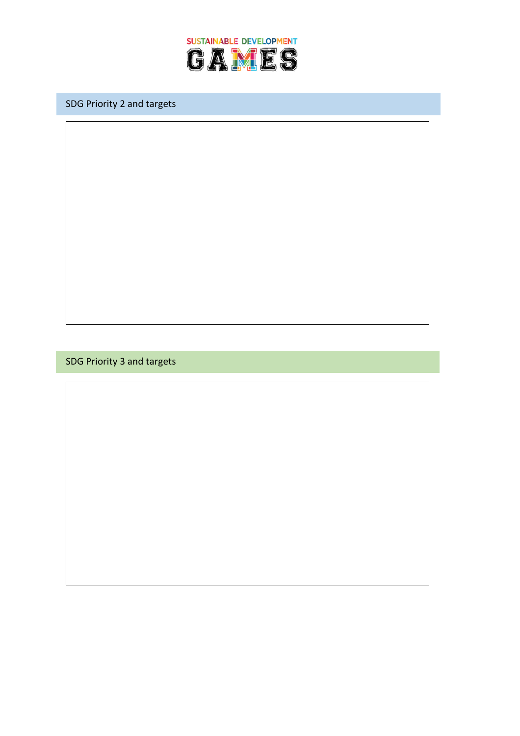SUSTAINABLE DEVELOPMENT GAMES

## SDG Priority 2 and targets

## SDG Priority 3 and targets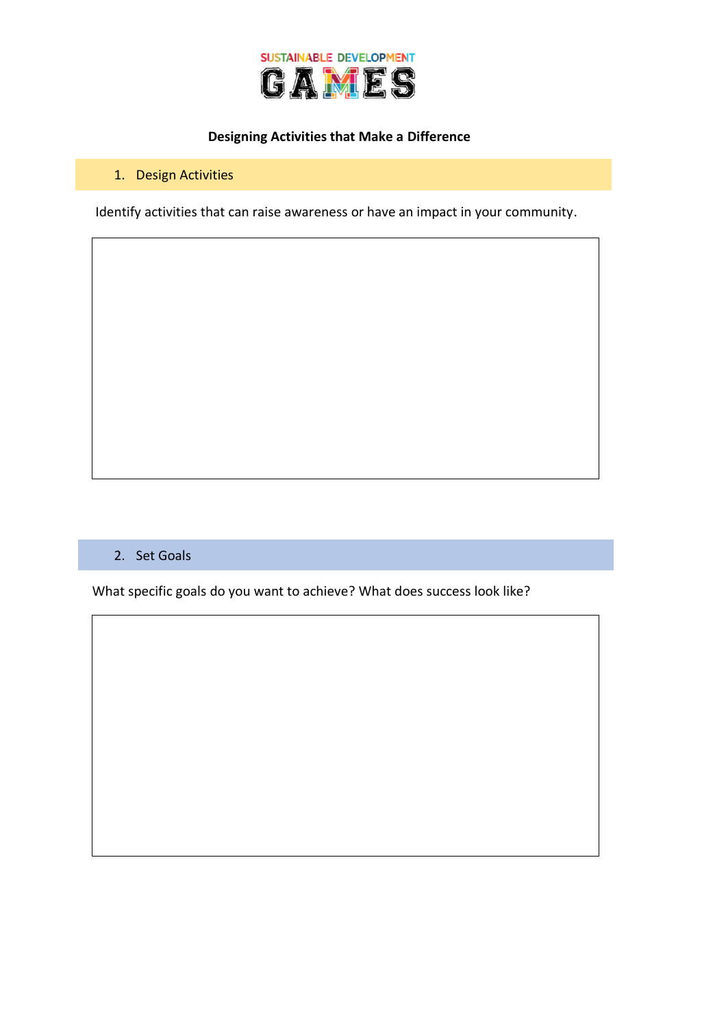SUSTAINABLE DEVELOPMENT GAMES

**Designing Activities that Make a Difference**

## 1. Design Activities

Identify activities that can raise awareness or have an impact in your community.

## 2. Set Goals

What specific goals do you want to achieve? What does success look like?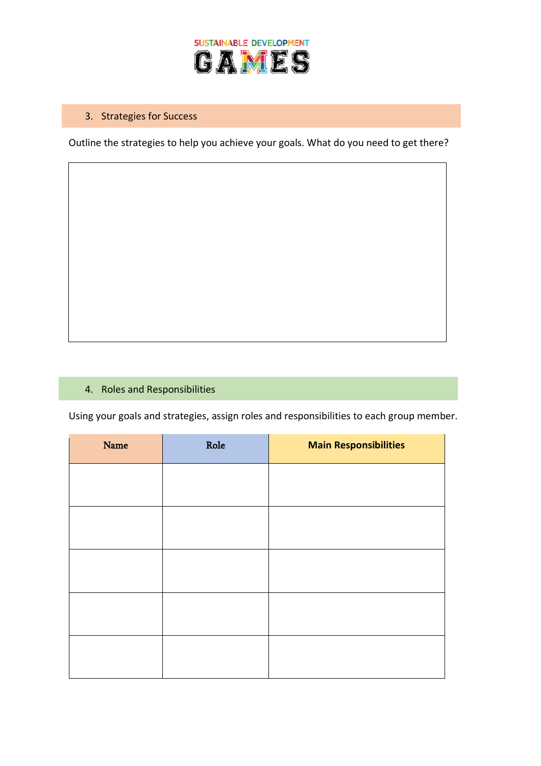SUSTAINABLE DEVELOPMENT GAMES

## 3. Strategies for Success

Outline the strategies to help you achieve your goals. What do you need to get there?

## 4. Roles and Responsibilities

Using your goals and strategies, assign roles and responsibilities to each group member.

| Name | Role | Main Responsibilities |
|---|---|---|
| | | |
| | | |
| | | |
| | | |
| | | |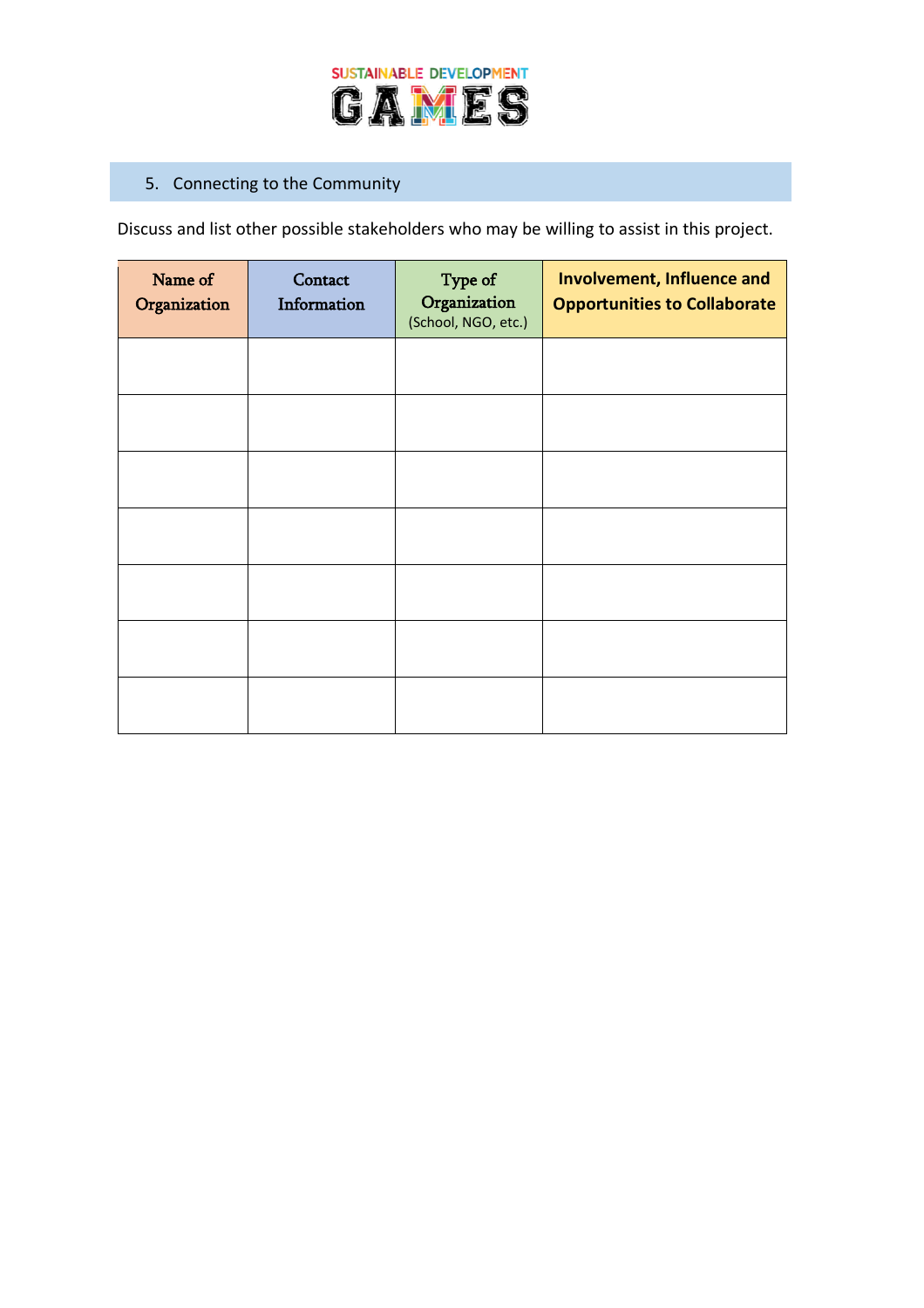SUSTAINABLE DEVELOPMENT GAMES

## 5. Connecting to the Community

Discuss and list other possible stakeholders who may be willing to assist in this project.

| Name of Organization | Contact Information | Type of Organization (School, NGO, etc.) | **Involvement, Influence and Opportunities to Collaborate** |
|---|---|---|---|
| | | | |
| | | | |
| | | | |
| | | | |
| | | | |
| | | | |
| | | | |